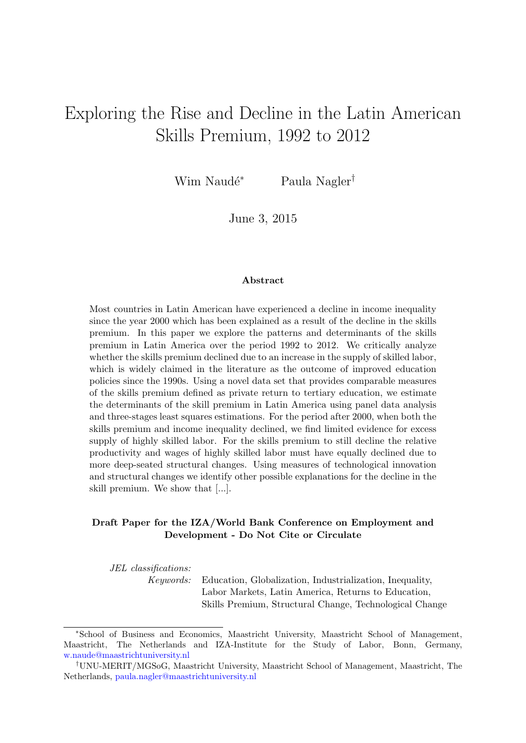# Exploring the Rise and Decline in the Latin American Skills Premium, 1992 to 2012

Wim Naudé[*] Paula Nagler[†]

June 3, 2015

### Abstract

Most countries in Latin American have experienced a decline in income inequality since the year 2000 which has been explained as a result of the decline in the skills premium. In this paper we explore the patterns and determinants of the skills premium in Latin America over the period 1992 to 2012. We critically analyze whether the skills premium declined due to an increase in the supply of skilled labor, which is widely claimed in the literature as the outcome of improved education policies since the 1990s. Using a novel data set that provides comparable measures of the skills premium defined as private return to tertiary education, we estimate the determinants of the skill premium in Latin America using panel data analysis and three-stages least squares estimations. For the period after 2000, when both the skills premium and income inequality declined, we find limited evidence for excess supply of highly skilled labor. For the skills premium to still decline the relative productivity and wages of highly skilled labor must have equally declined due to more deep-seated structural changes. Using measures of technological innovation and structural changes we identify other possible explanations for the decline in the skill premium. We show that [...].

**Draft Paper for the IZA/World Bank Conference on Employment and Development - Do Not Cite or Circulate**

*JEL classifications:*

*Keywords:* Education, Globalization, Industrialization, Inequality, Labor Markets, Latin America, Returns to Education, Skills Premium, Structural Change, Technological Change

---

[*] School of Business and Economics, Maastricht University, Maastricht School of Management, Maastricht, The Netherlands and IZA-Institute for the Study of Labor, Bonn, Germany, w.naude@maastrichtuniversity.nl

[†] UNU-MERIT/MGSoG, Maastricht University, Maastricht School of Management, Maastricht, The Netherlands, paula.nagler@maastrichtuniversity.nl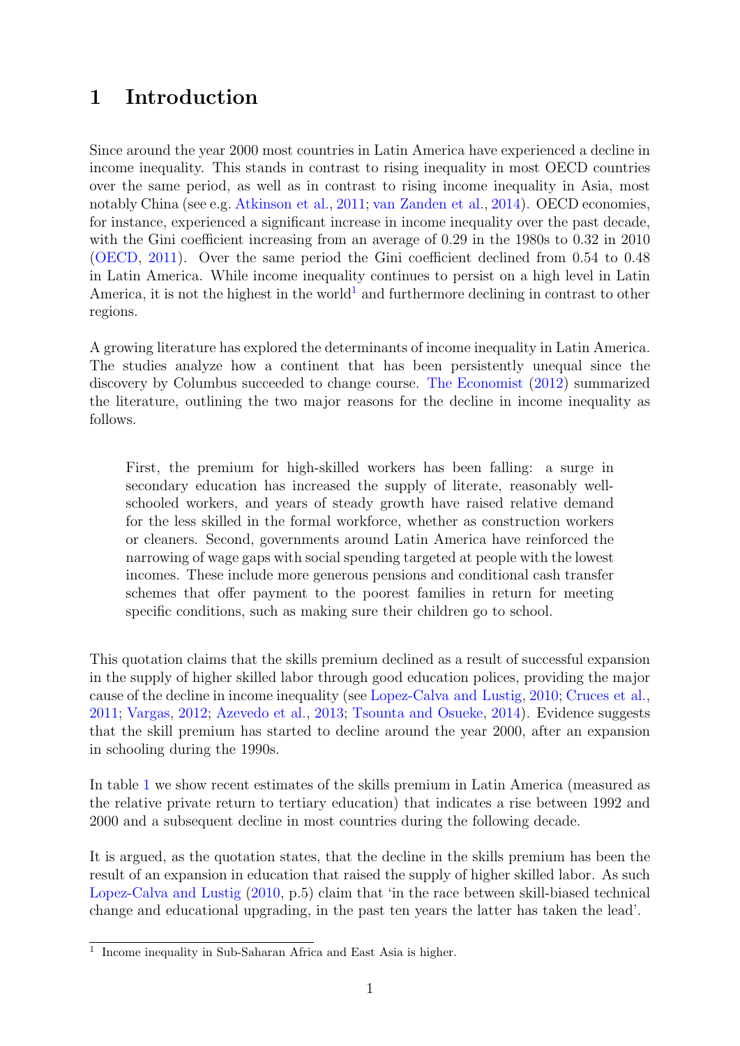# 1 Introduction

Since around the year 2000 most countries in Latin America have experienced a decline in income inequality. This stands in contrast to rising inequality in most OECD countries over the same period, as well as in contrast to rising income inequality in Asia, most notably China (see e.g. Atkinson et al., 2011; van Zanden et al., 2014). OECD economies, for instance, experienced a significant increase in income inequality over the past decade, with the Gini coefficient increasing from an average of 0.29 in the 1980s to 0.32 in 2010 (OECD, 2011). Over the same period the Gini coefficient declined from 0.54 to 0.48 in Latin America. While income inequality continues to persist on a high level in Latin America, it is not the highest in the world[1] and furthermore declining in contrast to other regions.

A growing literature has explored the determinants of income inequality in Latin America. The studies analyze how a continent that has been persistently unequal since the discovery by Columbus succeeded to change course. The Economist (2012) summarized the literature, outlining the two major reasons for the decline in income inequality as follows.

> First, the premium for high-skilled workers has been falling: a surge in secondary education has increased the supply of literate, reasonably well-schooled workers, and years of steady growth have raised relative demand for the less skilled in the formal workforce, whether as construction workers or cleaners. Second, governments around Latin America have reinforced the narrowing of wage gaps with social spending targeted at people with the lowest incomes. These include more generous pensions and conditional cash transfer schemes that offer payment to the poorest families in return for meeting specific conditions, such as making sure their children go to school.

This quotation claims that the skills premium declined as a result of successful expansion in the supply of higher skilled labor through good education polices, providing the major cause of the decline in income inequality (see Lopez-Calva and Lustig, 2010; Cruces et al., 2011; Vargas, 2012; Azevedo et al., 2013; Tsounta and Osueke, 2014). Evidence suggests that the skill premium has started to decline around the year 2000, after an expansion in schooling during the 1990s.

In table 1 we show recent estimates of the skills premium in Latin America (measured as the relative private return to tertiary education) that indicates a rise between 1992 and 2000 and a subsequent decline in most countries during the following decade.

It is argued, as the quotation states, that the decline in the skills premium has been the result of an expansion in education that raised the supply of higher skilled labor. As such Lopez-Calva and Lustig (2010, p.5) claim that 'in the race between skill-biased technical change and educational upgrading, in the past ten years the latter has taken the lead'.

[1] Income inequality in Sub-Saharan Africa and East Asia is higher.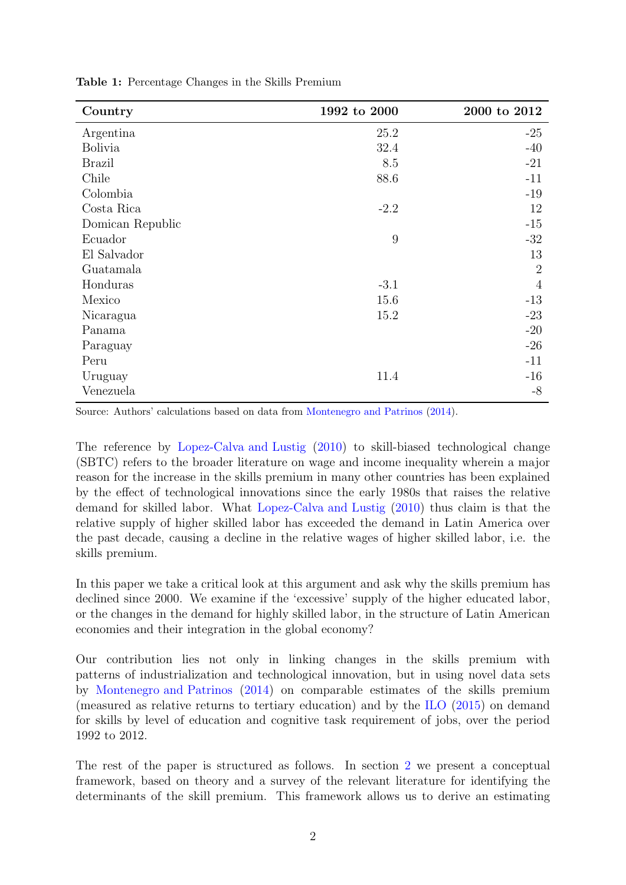**Table 1:** Percentage Changes in the Skills Premium

| Country | 1992 to 2000 | 2000 to 2012 |
|---|---|---|
| Argentina | 25.2 | -25 |
| Bolivia | 32.4 | -40 |
| Brazil | 8.5 | -21 |
| Chile | 88.6 | -11 |
| Colombia | | -19 |
| Costa Rica | -2.2 | 12 |
| Domican Republic | | -15 |
| Ecuador | 9 | -32 |
| El Salvador | | 13 |
| Guatamala | | 2 |
| Honduras | -3.1 | 4 |
| Mexico | 15.6 | -13 |
| Nicaragua | 15.2 | -23 |
| Panama | | -20 |
| Paraguay | | -26 |
| Peru | | -11 |
| Uruguay | 11.4 | -16 |
| Venezuela | | -8 |

Source: Authors' calculations based on data from Montenegro and Patrinos (2014).

The reference by Lopez-Calva and Lustig (2010) to skill-biased technological change (SBTC) refers to the broader literature on wage and income inequality wherein a major reason for the increase in the skills premium in many other countries has been explained by the effect of technological innovations since the early 1980s that raises the relative demand for skilled labor. What Lopez-Calva and Lustig (2010) thus claim is that the relative supply of higher skilled labor has exceeded the demand in Latin America over the past decade, causing a decline in the relative wages of higher skilled labor, i.e. the skills premium.

In this paper we take a critical look at this argument and ask why the skills premium has declined since 2000. We examine if the 'excessive' supply of the higher educated labor, or the changes in the demand for highly skilled labor, in the structure of Latin American economies and their integration in the global economy?

Our contribution lies not only in linking changes in the skills premium with patterns of industrialization and technological innovation, but in using novel data sets by Montenegro and Patrinos (2014) on comparable estimates of the skills premium (measured as relative returns to tertiary education) and by the ILO (2015) on demand for skills by level of education and cognitive task requirement of jobs, over the period 1992 to 2012.

The rest of the paper is structured as follows. In section 2 we present a conceptual framework, based on theory and a survey of the relevant literature for identifying the determinants of the skill premium. This framework allows us to derive an estimating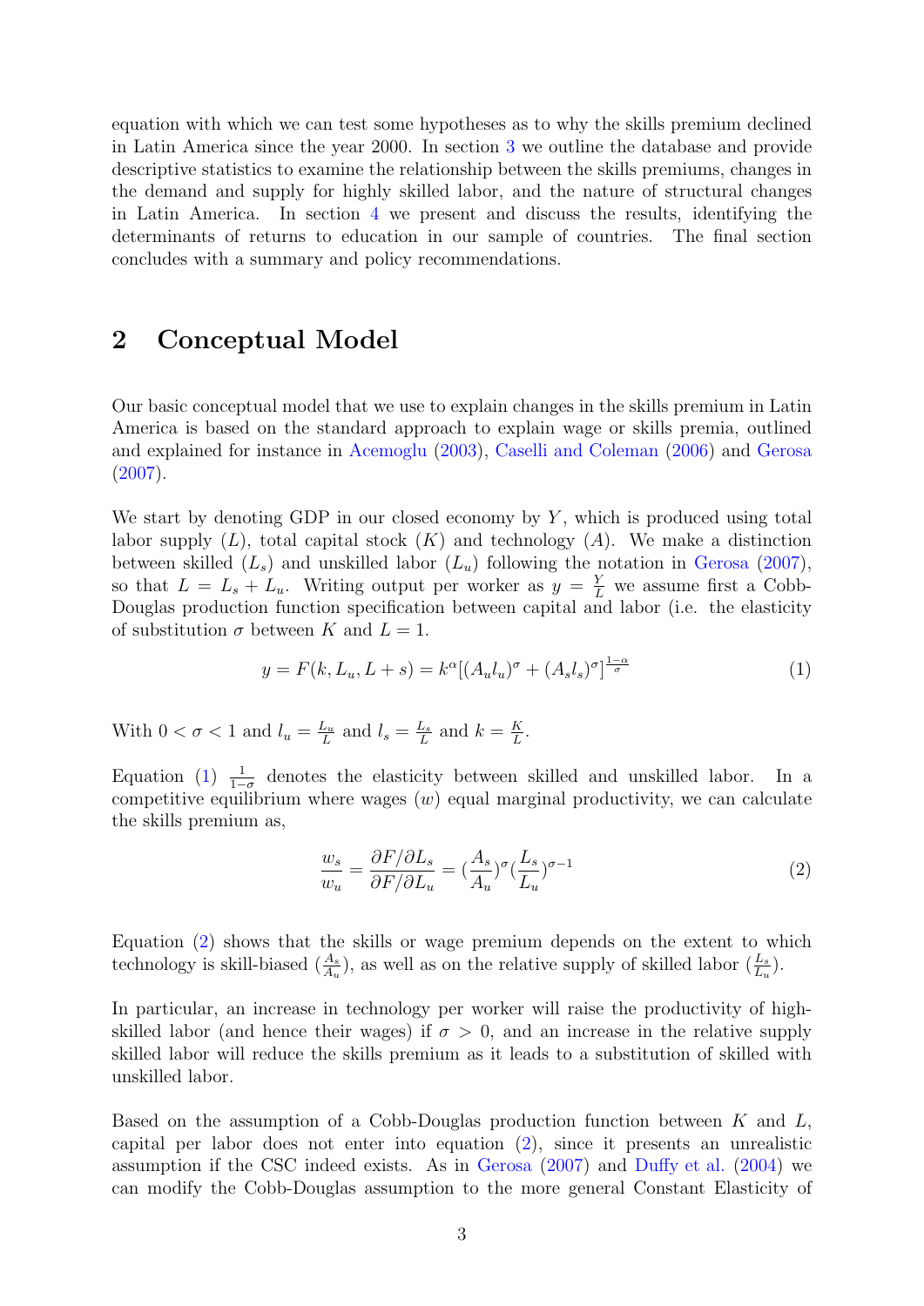equation with which we can test some hypotheses as to why the skills premium declined in Latin America since the year 2000. In section 3 we outline the database and provide descriptive statistics to examine the relationship between the skills premiums, changes in the demand and supply for highly skilled labor, and the nature of structural changes in Latin America. In section 4 we present and discuss the results, identifying the determinants of returns to education in our sample of countries. The final section concludes with a summary and policy recommendations.

## 2 Conceptual Model

Our basic conceptual model that we use to explain changes in the skills premium in Latin America is based on the standard approach to explain wage or skills premia, outlined and explained for instance in Acemoglu (2003), Caselli and Coleman (2006) and Gerosa (2007).

We start by denoting GDP in our closed economy by $Y$, which is produced using total labor supply ($L$), total capital stock ($K$) and technology ($A$). We make a distinction between skilled ($L_s$) and unskilled labor ($L_u$) following the notation in Gerosa (2007), so that $L = L_s + L_u$. Writing output per worker as $y = \frac{Y}{L}$ we assume first a Cobb-Douglas production function specification between capital and labor (i.e. the elasticity of substitution $\sigma$ between $K$ and $L = 1$.

$$y = F(k, L_u, L + s) = k^{\alpha}[(A_u l_u)^{\sigma} + (A_s l_s)^{\sigma}]^{\frac{1-\alpha}{\sigma}} \tag{1}$$

With $0 < \sigma < 1$ and $l_u = \frac{L_u}{L}$ and $l_s = \frac{L_s}{L}$ and $k = \frac{K}{L}$.

Equation (1) $\frac{1}{1-\sigma}$ denotes the elasticity between skilled and unskilled labor. In a competitive equilibrium where wages ($w$) equal marginal productivity, we can calculate the skills premium as,

$$\frac{w_s}{w_u} = \frac{\partial F / \partial L_s}{\partial F / \partial L_u} = (\frac{A_s}{A_u})^{\sigma}(\frac{L_s}{L_u})^{\sigma-1} \tag{2}$$

Equation (2) shows that the skills or wage premium depends on the extent to which technology is skill-biased ($\frac{A_s}{A_u}$), as well as on the relative supply of skilled labor ($\frac{L_s}{L_u}$).

In particular, an increase in technology per worker will raise the productivity of high-skilled labor (and hence their wages) if $\sigma > 0$, and an increase in the relative supply skilled labor will reduce the skills premium as it leads to a substitution of skilled with unskilled labor.

Based on the assumption of a Cobb-Douglas production function between $K$ and $L$, capital per labor does not enter into equation (2), since it presents an unrealistic assumption if the CSC indeed exists. As in Gerosa (2007) and Duffy et al. (2004) we can modify the Cobb-Douglas assumption to the more general Constant Elasticity of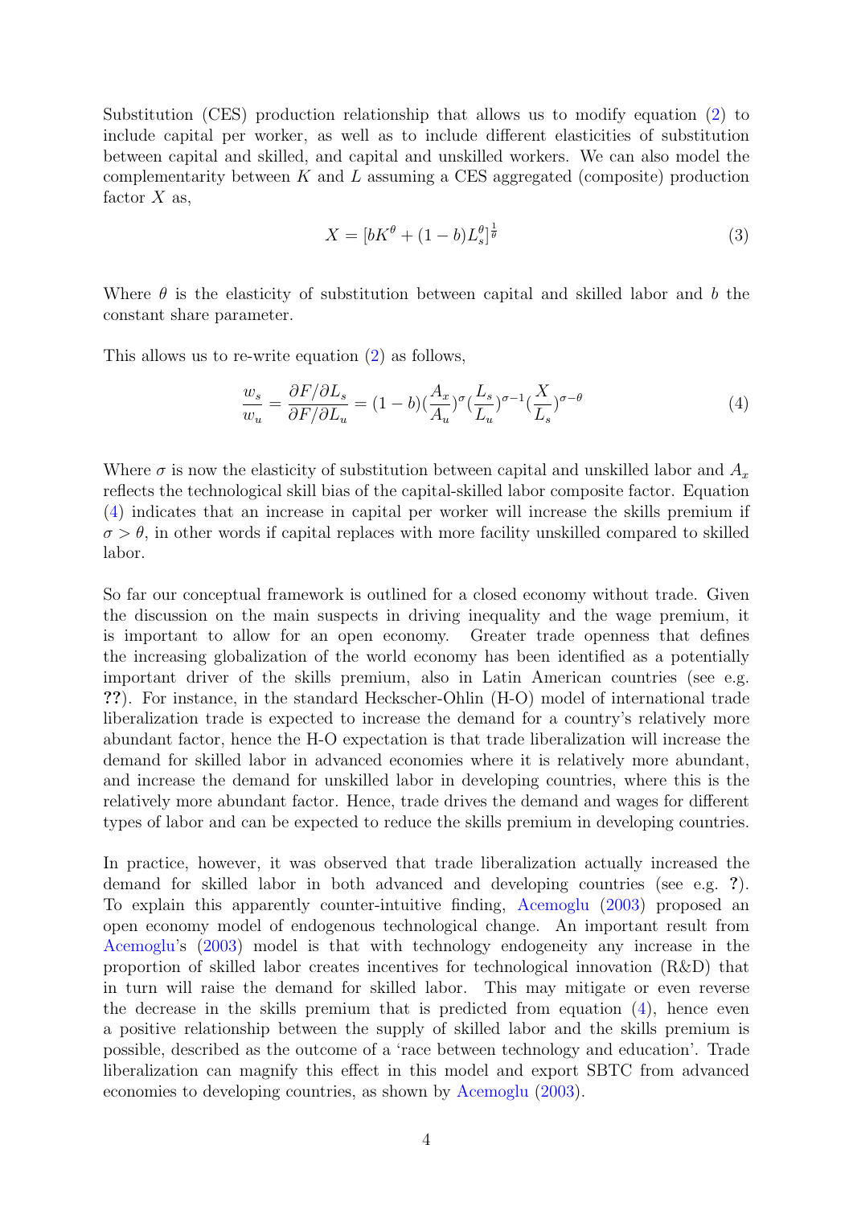Substitution (CES) production relationship that allows us to modify equation (2) to include capital per worker, as well as to include different elasticities of substitution between capital and skilled, and capital and unskilled workers. We can also model the complementarity between $K$ and $L$ assuming a CES aggregated (composite) production factor $X$ as,

$$X = [bK^{\theta} + (1-b)L_s^{\theta}]^{\frac{1}{\theta}} \tag{3}$$

Where $\theta$ is the elasticity of substitution between capital and skilled labor and $b$ the constant share parameter.

This allows us to re-write equation (2) as follows,

$$\frac{w_s}{w_u} = \frac{\partial F/\partial L_s}{\partial F/\partial L_u} = (1-b)(\frac{A_x}{A_u})^{\sigma}(\frac{L_s}{L_u})^{\sigma-1}(\frac{X}{L_s})^{\sigma-\theta} \tag{4}$$

Where $\sigma$ is now the elasticity of substitution between capital and unskilled labor and $A_x$ reflects the technological skill bias of the capital-skilled labor composite factor. Equation (4) indicates that an increase in capital per worker will increase the skills premium if $\sigma > \theta$, in other words if capital replaces with more facility unskilled compared to skilled labor.

So far our conceptual framework is outlined for a closed economy without trade. Given the discussion on the main suspects in driving inequality and the wage premium, it is important to allow for an open economy. Greater trade openness that defines the increasing globalization of the world economy has been identified as a potentially important driver of the skills premium, also in Latin American countries (see e.g. **??**). For instance, in the standard Heckscher-Ohlin (H-O) model of international trade liberalization trade is expected to increase the demand for a country's relatively more abundant factor, hence the H-O expectation is that trade liberalization will increase the demand for skilled labor in advanced economies where it is relatively more abundant, and increase the demand for unskilled labor in developing countries, where this is the relatively more abundant factor. Hence, trade drives the demand and wages for different types of labor and can be expected to reduce the skills premium in developing countries.

In practice, however, it was observed that trade liberalization actually increased the demand for skilled labor in both advanced and developing countries (see e.g. **?**). To explain this apparently counter-intuitive finding, Acemoglu (2003) proposed an open economy model of endogenous technological change. An important result from Acemoglu's (2003) model is that with technology endogeneity any increase in the proportion of skilled labor creates incentives for technological innovation (R&D) that in turn will raise the demand for skilled labor. This may mitigate or even reverse the decrease in the skills premium that is predicted from equation (4), hence even a positive relationship between the supply of skilled labor and the skills premium is possible, described as the outcome of a 'race between technology and education'. Trade liberalization can magnify this effect in this model and export SBTC from advanced economies to developing countries, as shown by Acemoglu (2003).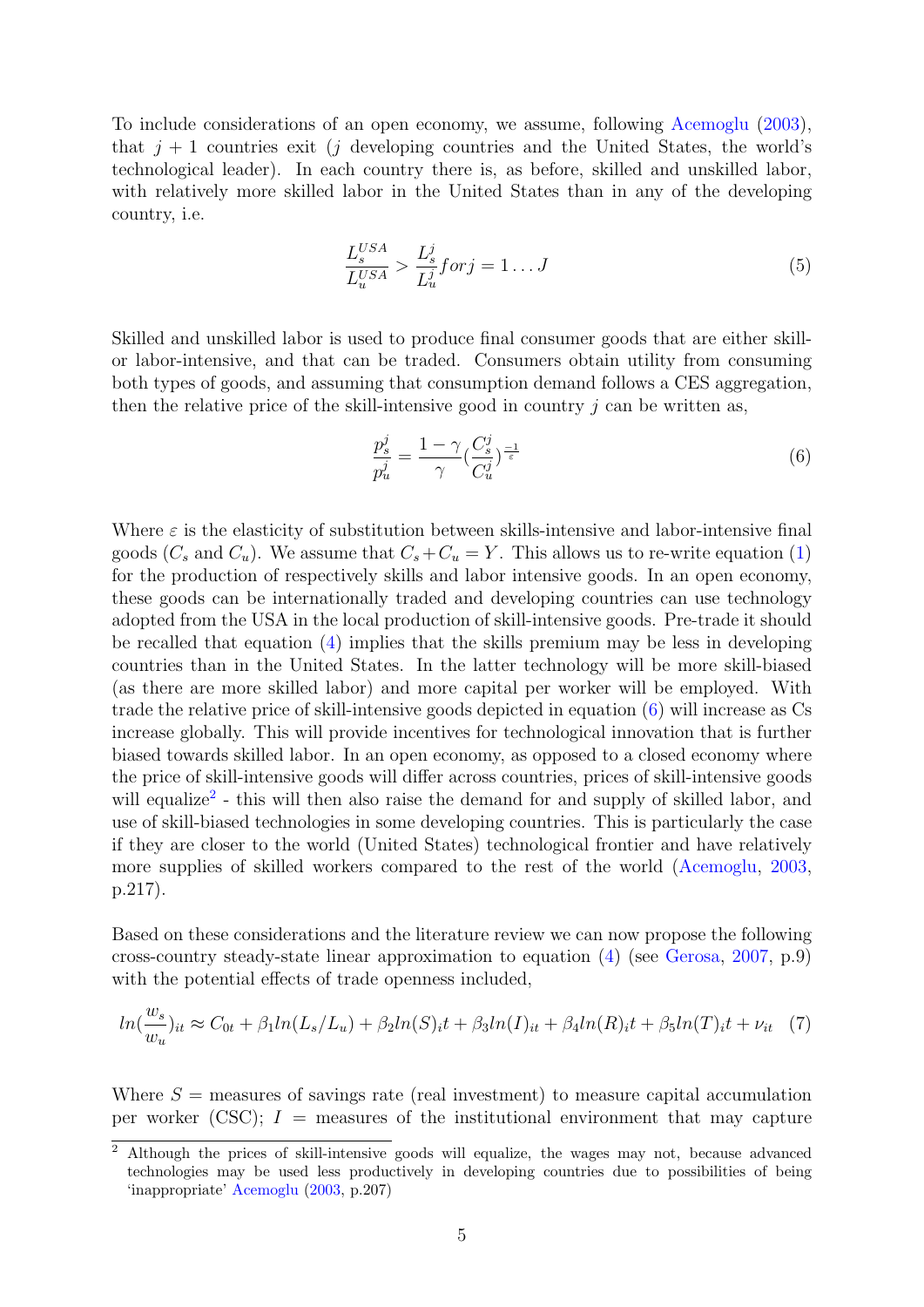To include considerations of an open economy, we assume, following Acemoglu (2003), that $j+1$ countries exit ($j$ developing countries and the United States, the world's technological leader). In each country there is, as before, skilled and unskilled labor, with relatively more skilled labor in the United States than in any of the developing country, i.e.

$$\frac{L_s^{USA}}{L_u^{USA}} > \frac{L_s^j}{L_u^j} for j = 1 \dots J \tag{5}$$

Skilled and unskilled labor is used to produce final consumer goods that are either skill- or labor-intensive, and that can be traded. Consumers obtain utility from consuming both types of goods, and assuming that consumption demand follows a CES aggregation, then the relative price of the skill-intensive good in country $j$ can be written as,

$$\frac{p_s^j}{p_u^j} = \frac{1-\gamma}{\gamma}\left(\frac{C_s^j}{C_u^j}\right)^{\frac{-1}{\varepsilon}} \tag{6}$$

Where $\varepsilon$ is the elasticity of substitution between skills-intensive and labor-intensive final goods ($C_s$ and $C_u$). We assume that $C_s + C_u = Y$. This allows us to re-write equation (1) for the production of respectively skills and labor intensive goods. In an open economy, these goods can be internationally traded and developing countries can use technology adopted from the USA in the local production of skill-intensive goods. Pre-trade it should be recalled that equation (4) implies that the skills premium may be less in developing countries than in the United States. In the latter technology will be more skill-biased (as there are more skilled labor) and more capital per worker will be employed. With trade the relative price of skill-intensive goods depicted in equation (6) will increase as Cs increase globally. This will provide incentives for technological innovation that is further biased towards skilled labor. In an open economy, as opposed to a closed economy where the price of skill-intensive goods will differ across countries, prices of skill-intensive goods will equalize[2] - this will then also raise the demand for and supply of skilled labor, and use of skill-biased technologies in some developing countries. This is particularly the case if they are closer to the world (United States) technological frontier and have relatively more supplies of skilled workers compared to the rest of the world (Acemoglu, 2003, p.217).

Based on these considerations and the literature review we can now propose the following cross-country steady-state linear approximation to equation (4) (see Gerosa, 2007, p.9) with the potential effects of trade openness included,

$$ln(\frac{w_s}{w_u})_{it} \approx C_{0t} + \beta_1 ln(L_s/L_u) + \beta_2 ln(S)_i t + \beta_3 ln(I)_{it} + \beta_4 ln(R)_i t + \beta_5 ln(T)_i t + \nu_{it} \tag{7}$$

Where $S$ = measures of savings rate (real investment) to measure capital accumulation per worker (CSC); $I$ = measures of the institutional environment that may capture

[2] Although the prices of skill-intensive goods will equalize, the wages may not, because advanced technologies may be used less productively in developing countries due to possibilities of being 'inappropriate' Acemoglu (2003, p.207)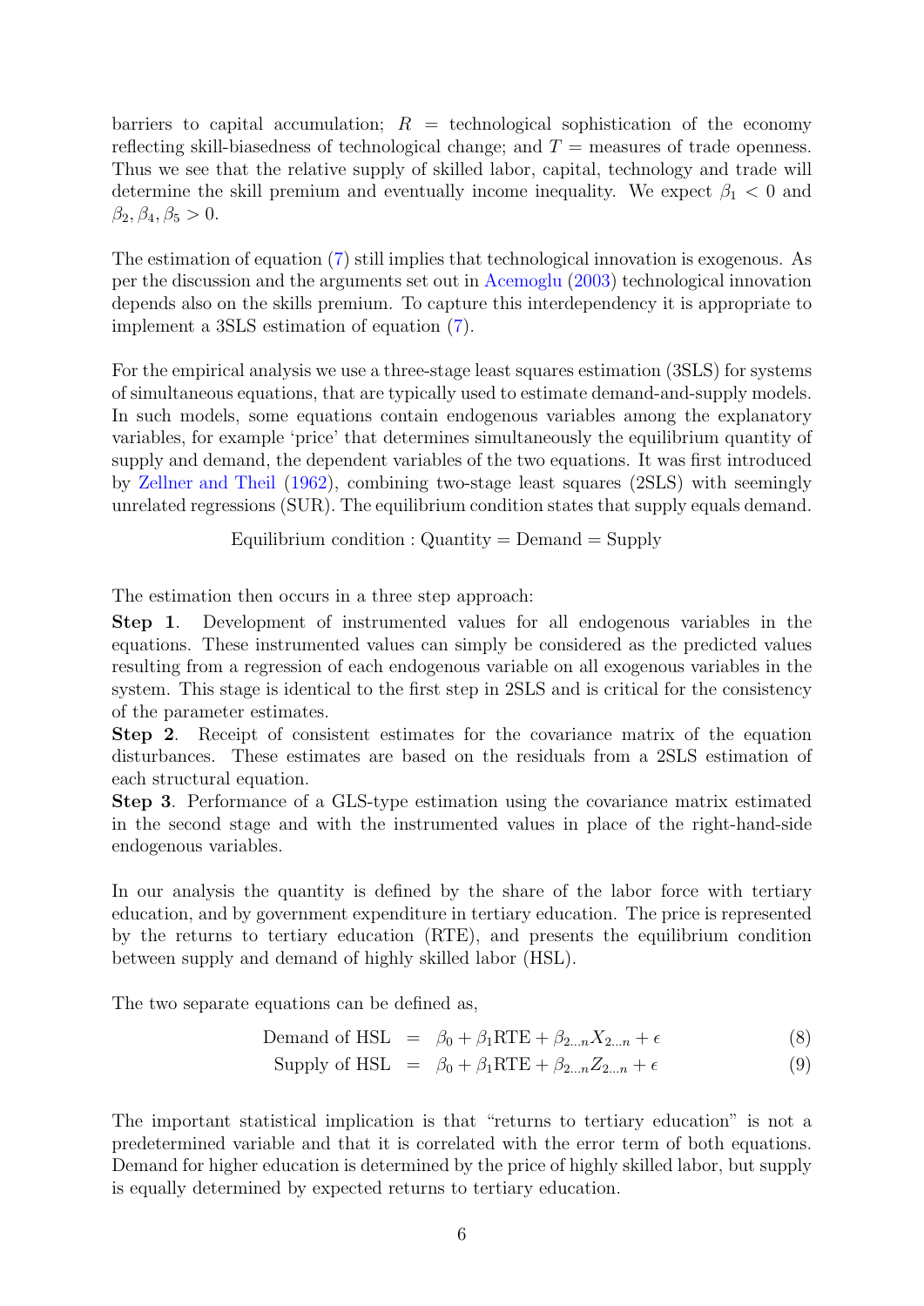barriers to capital accumulation; $R$ = technological sophistication of the economy reflecting skill-biasedness of technological change; and $T$ = measures of trade openness. Thus we see that the relative supply of skilled labor, capital, technology and trade will determine the skill premium and eventually income inequality. We expect $\beta_1 < 0$ and $\beta_2, \beta_4, \beta_5 > 0$.

The estimation of equation (7) still implies that technological innovation is exogenous. As per the discussion and the arguments set out in Acemoglu (2003) technological innovation depends also on the skills premium. To capture this interdependency it is appropriate to implement a 3SLS estimation of equation (7).

For the empirical analysis we use a three-stage least squares estimation (3SLS) for systems of simultaneous equations, that are typically used to estimate demand-and-supply models. In such models, some equations contain endogenous variables among the explanatory variables, for example 'price' that determines simultaneously the equilibrium quantity of supply and demand, the dependent variables of the two equations. It was first introduced by Zellner and Theil (1962), combining two-stage least squares (2SLS) with seemingly unrelated regressions (SUR). The equilibrium condition states that supply equals demand.

$$\text{Equilibrium condition : Quantity} = \text{Demand} = \text{Supply}$$

The estimation then occurs in a three step approach:

**Step 1**. Development of instrumented values for all endogenous variables in the equations. These instrumented values can simply be considered as the predicted values resulting from a regression of each endogenous variable on all exogenous variables in the system. This stage is identical to the first step in 2SLS and is critical for the consistency of the parameter estimates.

**Step 2**. Receipt of consistent estimates for the covariance matrix of the equation disturbances. These estimates are based on the residuals from a 2SLS estimation of each structural equation.

**Step 3**. Performance of a GLS-type estimation using the covariance matrix estimated in the second stage and with the instrumented values in place of the right-hand-side endogenous variables.

In our analysis the quantity is defined by the share of the labor force with tertiary education, and by government expenditure in tertiary education. The price is represented by the returns to tertiary education (RTE), and presents the equilibrium condition between supply and demand of highly skilled labor (HSL).

The two separate equations can be defined as,

$$\text{Demand of HSL} = \beta_0 + \beta_1 \text{RTE} + \beta_{2 \ldots n} X_{2 \ldots n} + \epsilon \tag{8}$$

$$\text{Supply of HSL} = \beta_0 + \beta_1 \text{RTE} + \beta_{2 \ldots n} Z_{2 \ldots n} + \epsilon \tag{9}$$

The important statistical implication is that "returns to tertiary education" is not a predetermined variable and that it is correlated with the error term of both equations. Demand for higher education is determined by the price of highly skilled labor, but supply is equally determined by expected returns to tertiary education.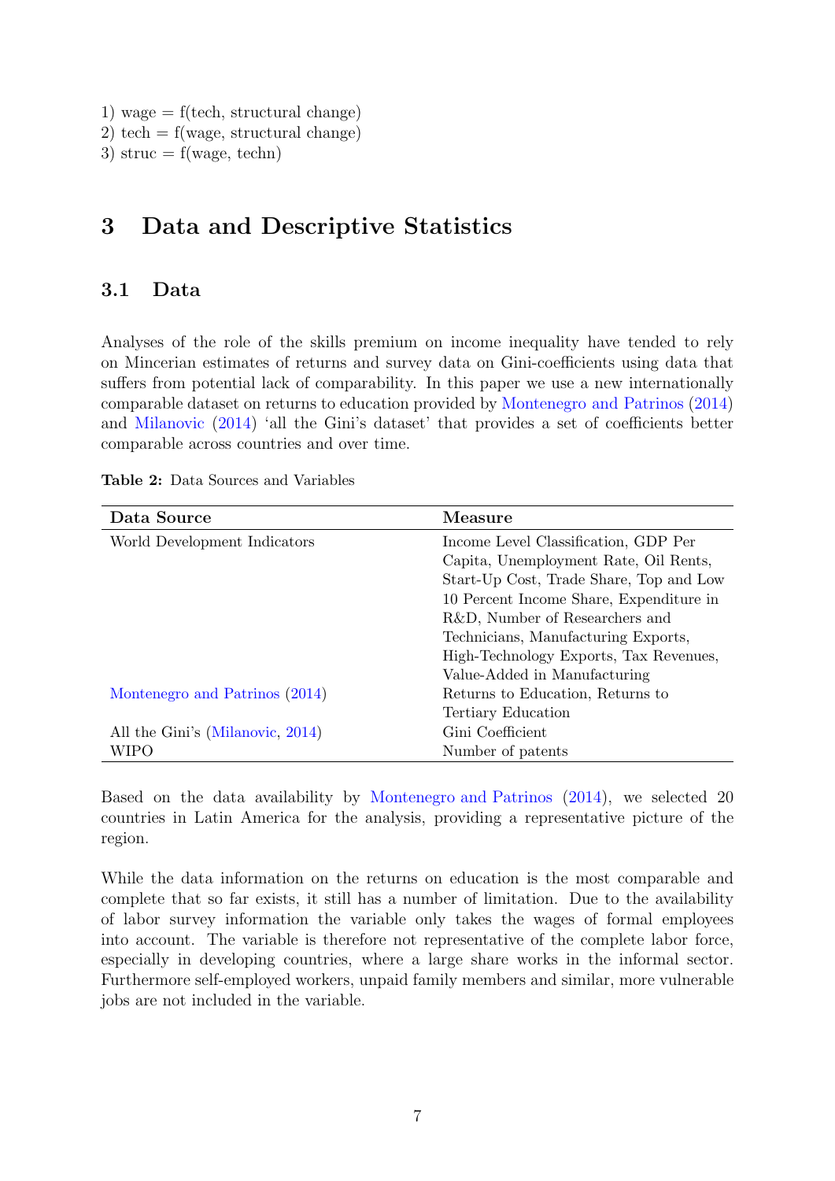1) wage = f(tech, structural change)
2) tech = f(wage, structural change)
3) struc = f(wage, techn)

# 3 Data and Descriptive Statistics

## 3.1 Data

Analyses of the role of the skills premium on income inequality have tended to rely on Mincerian estimates of returns and survey data on Gini-coefficients using data that suffers from potential lack of comparability. In this paper we use a new internationally comparable dataset on returns to education provided by Montenegro and Patrinos (2014) and Milanovic (2014) 'all the Gini's dataset' that provides a set of coefficients better comparable across countries and over time.

**Table 2:** Data Sources and Variables

| Data Source | Measure |
|---|---|
| World Development Indicators | Income Level Classification, GDP Per Capita, Unemployment Rate, Oil Rents, Start-Up Cost, Trade Share, Top and Low 10 Percent Income Share, Expenditure in R&D, Number of Researchers and Technicians, Manufacturing Exports, High-Technology Exports, Tax Revenues, Value-Added in Manufacturing |
| Montenegro and Patrinos (2014) | Returns to Education, Returns to Tertiary Education |
| All the Gini's (Milanovic, 2014) | Gini Coefficient |
| WIPO | Number of patents |

Based on the data availability by Montenegro and Patrinos (2014), we selected 20 countries in Latin America for the analysis, providing a representative picture of the region.

While the data information on the returns on education is the most comparable and complete that so far exists, it still has a number of limitation. Due to the availability of labor survey information the variable only takes the wages of formal employees into account. The variable is therefore not representative of the complete labor force, especially in developing countries, where a large share works in the informal sector. Furthermore self-employed workers, unpaid family members and similar, more vulnerable jobs are not included in the variable.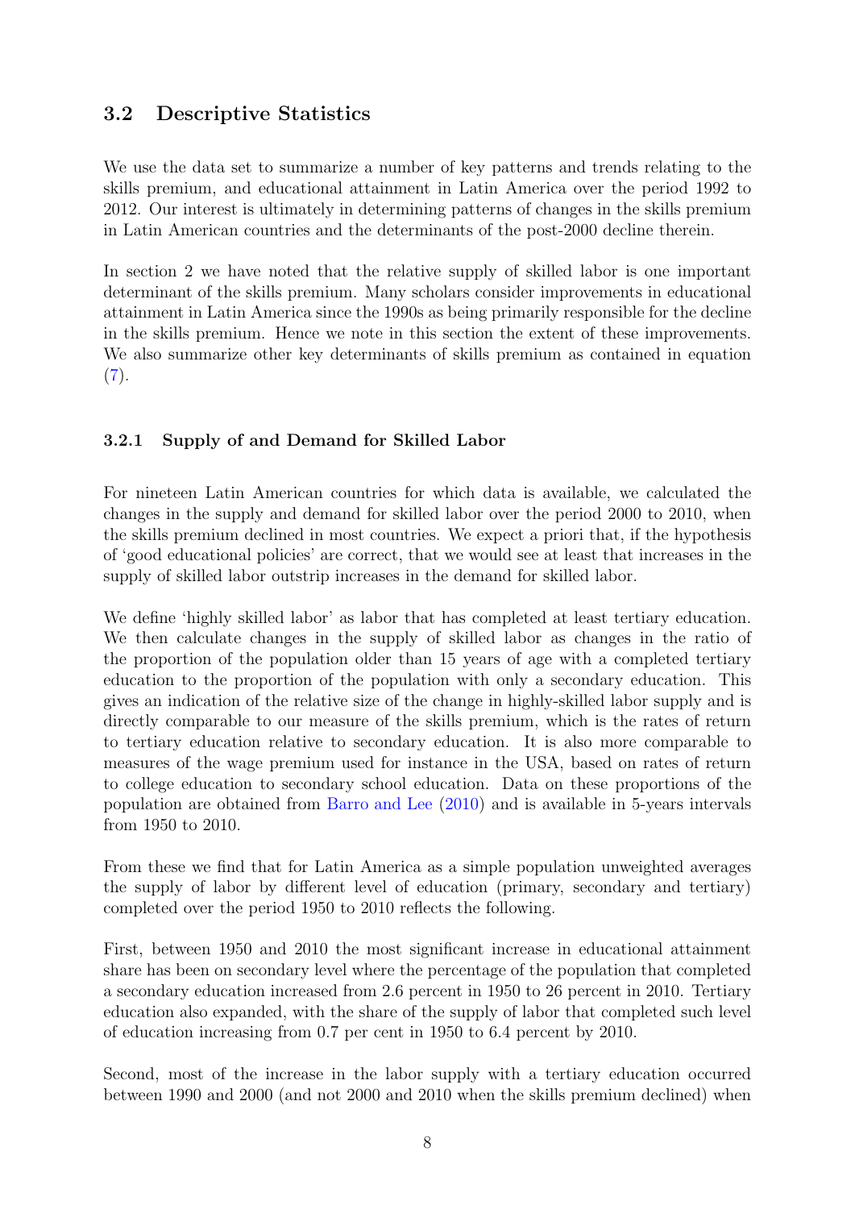## 3.2 Descriptive Statistics

We use the data set to summarize a number of key patterns and trends relating to the skills premium, and educational attainment in Latin America over the period 1992 to 2012. Our interest is ultimately in determining patterns of changes in the skills premium in Latin American countries and the determinants of the post-2000 decline therein.

In section 2 we have noted that the relative supply of skilled labor is one important determinant of the skills premium. Many scholars consider improvements in educational attainment in Latin America since the 1990s as being primarily responsible for the decline in the skills premium. Hence we note in this section the extent of these improvements. We also summarize other key determinants of skills premium as contained in equation (7).

### 3.2.1 Supply of and Demand for Skilled Labor

For nineteen Latin American countries for which data is available, we calculated the changes in the supply and demand for skilled labor over the period 2000 to 2010, when the skills premium declined in most countries. We expect a priori that, if the hypothesis of 'good educational policies' are correct, that we would see at least that increases in the supply of skilled labor outstrip increases in the demand for skilled labor.

We define 'highly skilled labor' as labor that has completed at least tertiary education. We then calculate changes in the supply of skilled labor as changes in the ratio of the proportion of the population older than 15 years of age with a completed tertiary education to the proportion of the population with only a secondary education. This gives an indication of the relative size of the change in highly-skilled labor supply and is directly comparable to our measure of the skills premium, which is the rates of return to tertiary education relative to secondary education. It is also more comparable to measures of the wage premium used for instance in the USA, based on rates of return to college education to secondary school education. Data on these proportions of the population are obtained from Barro and Lee (2010) and is available in 5-years intervals from 1950 to 2010.

From these we find that for Latin America as a simple population unweighted averages the supply of labor by different level of education (primary, secondary and tertiary) completed over the period 1950 to 2010 reflects the following.

First, between 1950 and 2010 the most significant increase in educational attainment share has been on secondary level where the percentage of the population that completed a secondary education increased from 2.6 percent in 1950 to 26 percent in 2010. Tertiary education also expanded, with the share of the supply of labor that completed such level of education increasing from 0.7 per cent in 1950 to 6.4 percent by 2010.

Second, most of the increase in the labor supply with a tertiary education occurred between 1990 and 2000 (and not 2000 and 2010 when the skills premium declined) when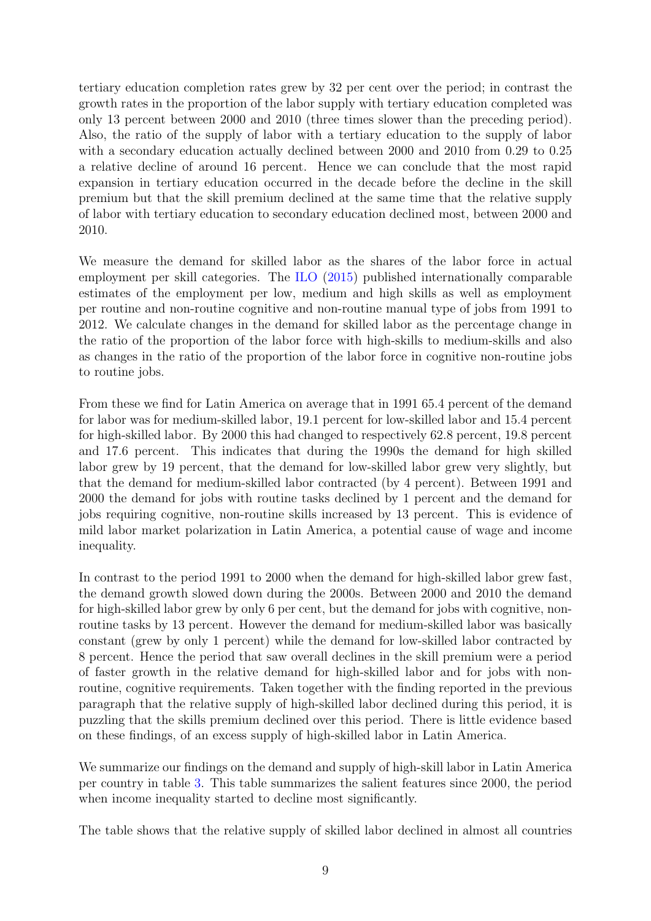tertiary education completion rates grew by 32 per cent over the period; in contrast the growth rates in the proportion of the labor supply with tertiary education completed was only 13 percent between 2000 and 2010 (three times slower than the preceding period). Also, the ratio of the supply of labor with a tertiary education to the supply of labor with a secondary education actually declined between 2000 and 2010 from 0.29 to 0.25 a relative decline of around 16 percent. Hence we can conclude that the most rapid expansion in tertiary education occurred in the decade before the decline in the skill premium but that the skill premium declined at the same time that the relative supply of labor with tertiary education to secondary education declined most, between 2000 and 2010.

We measure the demand for skilled labor as the shares of the labor force in actual employment per skill categories. The ILO (2015) published internationally comparable estimates of the employment per low, medium and high skills as well as employment per routine and non-routine cognitive and non-routine manual type of jobs from 1991 to 2012. We calculate changes in the demand for skilled labor as the percentage change in the ratio of the proportion of the labor force with high-skills to medium-skills and also as changes in the ratio of the proportion of the labor force in cognitive non-routine jobs to routine jobs.

From these we find for Latin America on average that in 1991 65.4 percent of the demand for labor was for medium-skilled labor, 19.1 percent for low-skilled labor and 15.4 percent for high-skilled labor. By 2000 this had changed to respectively 62.8 percent, 19.8 percent and 17.6 percent. This indicates that during the 1990s the demand for high skilled labor grew by 19 percent, that the demand for low-skilled labor grew very slightly, but that the demand for medium-skilled labor contracted (by 4 percent). Between 1991 and 2000 the demand for jobs with routine tasks declined by 1 percent and the demand for jobs requiring cognitive, non-routine skills increased by 13 percent. This is evidence of mild labor market polarization in Latin America, a potential cause of wage and income inequality.

In contrast to the period 1991 to 2000 when the demand for high-skilled labor grew fast, the demand growth slowed down during the 2000s. Between 2000 and 2010 the demand for high-skilled labor grew by only 6 per cent, but the demand for jobs with cognitive, non-routine tasks by 13 percent. However the demand for medium-skilled labor was basically constant (grew by only 1 percent) while the demand for low-skilled labor contracted by 8 percent. Hence the period that saw overall declines in the skill premium were a period of faster growth in the relative demand for high-skilled labor and for jobs with non-routine, cognitive requirements. Taken together with the finding reported in the previous paragraph that the relative supply of high-skilled labor declined during this period, it is puzzling that the skills premium declined over this period. There is little evidence based on these findings, of an excess supply of high-skilled labor in Latin America.

We summarize our findings on the demand and supply of high-skill labor in Latin America per country in table 3. This table summarizes the salient features since 2000, the period when income inequality started to decline most significantly.

The table shows that the relative supply of skilled labor declined in almost all countries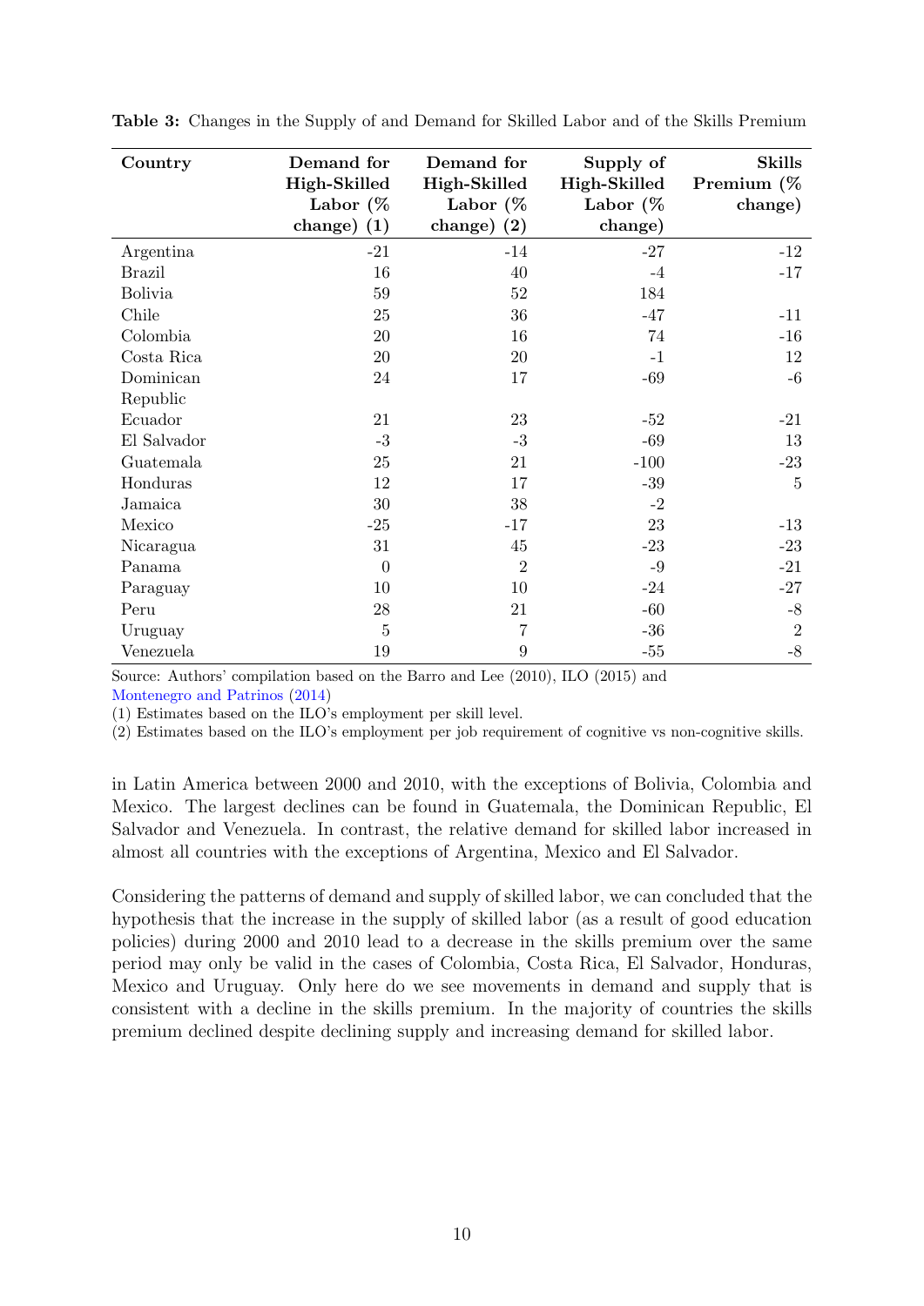**Table 3:** Changes in the Supply of and Demand for Skilled Labor and of the Skills Premium

| Country | Demand for High-Skilled Labor (% change) (1) | Demand for High-Skilled Labor (% change) (2) | Supply of High-Skilled Labor (% change) | Skills Premium (% change) |
|---|---|---|---|---|
| Argentina | -21 | -14 | -27 | -12 |
| Brazil | 16 | 40 | -4 | -17 |
| Bolivia | 59 | 52 | 184 | |
| Chile | 25 | 36 | -47 | -11 |
| Colombia | 20 | 16 | 74 | -16 |
| Costa Rica | 20 | 20 | -1 | 12 |
| Dominican Republic | 24 | 17 | -69 | -6 |
| Ecuador | 21 | 23 | -52 | -21 |
| El Salvador | -3 | -3 | -69 | 13 |
| Guatemala | 25 | 21 | -100 | -23 |
| Honduras | 12 | 17 | -39 | 5 |
| Jamaica | 30 | 38 | -2 | |
| Mexico | -25 | -17 | 23 | -13 |
| Nicaragua | 31 | 45 | -23 | -23 |
| Panama | 0 | 2 | -9 | -21 |
| Paraguay | 10 | 10 | -24 | -27 |
| Peru | 28 | 21 | -60 | -8 |
| Uruguay | 5 | 7 | -36 | 2 |
| Venezuela | 19 | 9 | -55 | -8 |

Source: Authors' compilation based on the Barro and Lee (2010), ILO (2015) and Montenegro and Patrinos (2014)

(1) Estimates based on the ILO's employment per skill level.

(2) Estimates based on the ILO's employment per job requirement of cognitive vs non-cognitive skills.

in Latin America between 2000 and 2010, with the exceptions of Bolivia, Colombia and Mexico. The largest declines can be found in Guatemala, the Dominican Republic, El Salvador and Venezuela. In contrast, the relative demand for skilled labor increased in almost all countries with the exceptions of Argentina, Mexico and El Salvador.

Considering the patterns of demand and supply of skilled labor, we can concluded that the hypothesis that the increase in the supply of skilled labor (as a result of good education policies) during 2000 and 2010 lead to a decrease in the skills premium over the same period may only be valid in the cases of Colombia, Costa Rica, El Salvador, Honduras, Mexico and Uruguay. Only here do we see movements in demand and supply that is consistent with a decline in the skills premium. In the majority of countries the skills premium declined despite declining supply and increasing demand for skilled labor.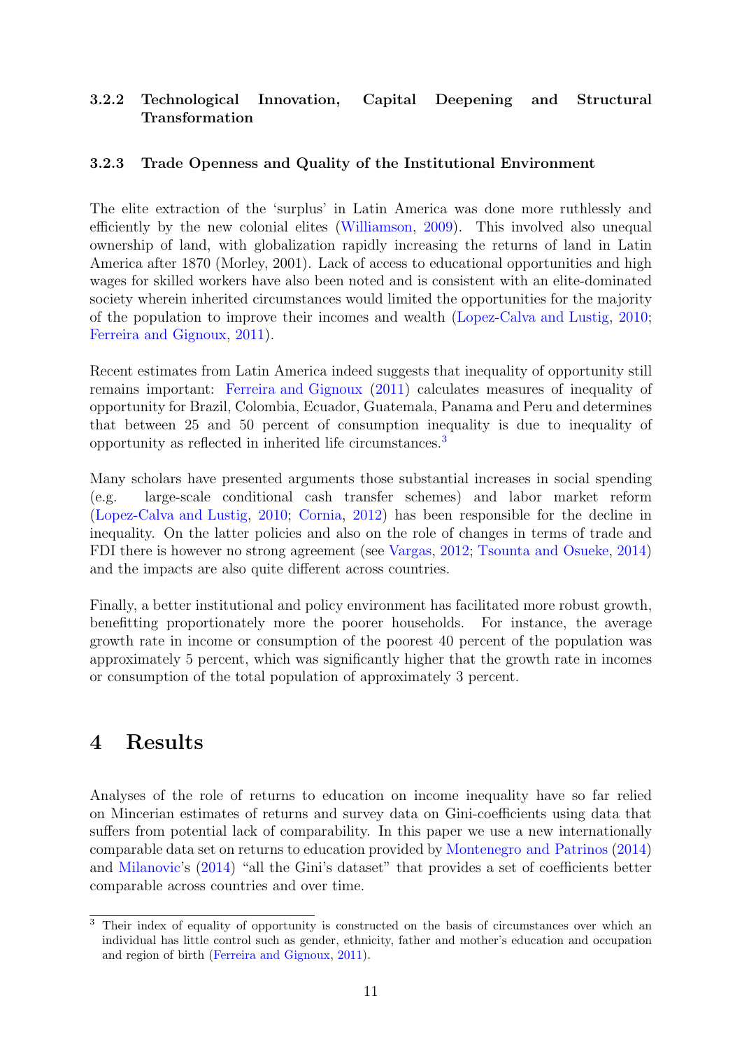### 3.2.2 Technological Innovation, Capital Deepening and Structural Transformation

### 3.2.3 Trade Openness and Quality of the Institutional Environment

The elite extraction of the 'surplus' in Latin America was done more ruthlessly and efficiently by the new colonial elites (Williamson, 2009). This involved also unequal ownership of land, with globalization rapidly increasing the returns of land in Latin America after 1870 (Morley, 2001). Lack of access to educational opportunities and high wages for skilled workers have also been noted and is consistent with an elite-dominated society wherein inherited circumstances would limited the opportunities for the majority of the population to improve their incomes and wealth (Lopez-Calva and Lustig, 2010; Ferreira and Gignoux, 2011).

Recent estimates from Latin America indeed suggests that inequality of opportunity still remains important: Ferreira and Gignoux (2011) calculates measures of inequality of opportunity for Brazil, Colombia, Ecuador, Guatemala, Panama and Peru and determines that between 25 and 50 percent of consumption inequality is due to inequality of opportunity as reflected in inherited life circumstances.[3]

Many scholars have presented arguments those substantial increases in social spending (e.g. large-scale conditional cash transfer schemes) and labor market reform (Lopez-Calva and Lustig, 2010; Cornia, 2012) has been responsible for the decline in inequality. On the latter policies and also on the role of changes in terms of trade and FDI there is however no strong agreement (see Vargas, 2012; Tsounta and Osueke, 2014) and the impacts are also quite different across countries.

Finally, a better institutional and policy environment has facilitated more robust growth, benefitting proportionately more the poorer households. For instance, the average growth rate in income or consumption of the poorest 40 percent of the population was approximately 5 percent, which was significantly higher that the growth rate in incomes or consumption of the total population of approximately 3 percent.

# 4 Results

Analyses of the role of returns to education on income inequality have so far relied on Mincerian estimates of returns and survey data on Gini-coefficients using data that suffers from potential lack of comparability. In this paper we use a new internationally comparable data set on returns to education provided by Montenegro and Patrinos (2014) and Milanovic's (2014) "all the Gini's dataset" that provides a set of coefficients better comparable across countries and over time.

[3] Their index of equality of opportunity is constructed on the basis of circumstances over which an individual has little control such as gender, ethnicity, father and mother's education and occupation and region of birth (Ferreira and Gignoux, 2011).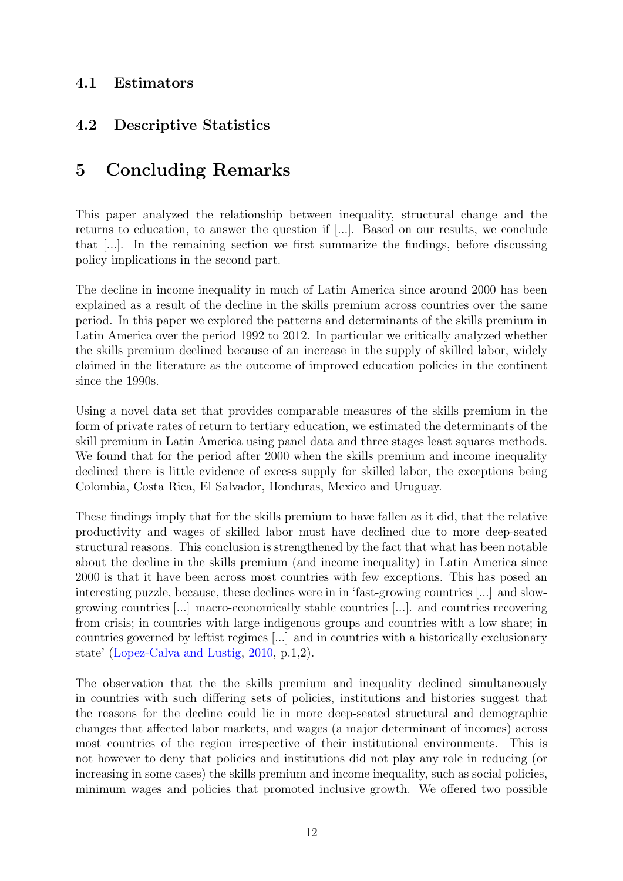### 4.1 Estimators

### 4.2 Descriptive Statistics

## 5 Concluding Remarks

This paper analyzed the relationship between inequality, structural change and the returns to education, to answer the question if [...]. Based on our results, we conclude that [...]. In the remaining section we first summarize the findings, before discussing policy implications in the second part.

The decline in income inequality in much of Latin America since around 2000 has been explained as a result of the decline in the skills premium across countries over the same period. In this paper we explored the patterns and determinants of the skills premium in Latin America over the period 1992 to 2012. In particular we critically analyzed whether the skills premium declined because of an increase in the supply of skilled labor, widely claimed in the literature as the outcome of improved education policies in the continent since the 1990s.

Using a novel data set that provides comparable measures of the skills premium in the form of private rates of return to tertiary education, we estimated the determinants of the skill premium in Latin America using panel data and three stages least squares methods. We found that for the period after 2000 when the skills premium and income inequality declined there is little evidence of excess supply for skilled labor, the exceptions being Colombia, Costa Rica, El Salvador, Honduras, Mexico and Uruguay.

These findings imply that for the skills premium to have fallen as it did, that the relative productivity and wages of skilled labor must have declined due to more deep-seated structural reasons. This conclusion is strengthened by the fact that what has been notable about the decline in the skills premium (and income inequality) in Latin America since 2000 is that it have been across most countries with few exceptions. This has posed an interesting puzzle, because, these declines were in in 'fast-growing countries [...] and slow-growing countries [...] macro-economically stable countries [...]. and countries recovering from crisis; in countries with large indigenous groups and countries with a low share; in countries governed by leftist regimes [...] and in countries with a historically exclusionary state' (Lopez-Calva and Lustig, 2010, p.1,2).

The observation that the the skills premium and inequality declined simultaneously in countries with such differing sets of policies, institutions and histories suggest that the reasons for the decline could lie in more deep-seated structural and demographic changes that affected labor markets, and wages (a major determinant of incomes) across most countries of the region irrespective of their institutional environments. This is not however to deny that policies and institutions did not play any role in reducing (or increasing in some cases) the skills premium and income inequality, such as social policies, minimum wages and policies that promoted inclusive growth. We offered two possible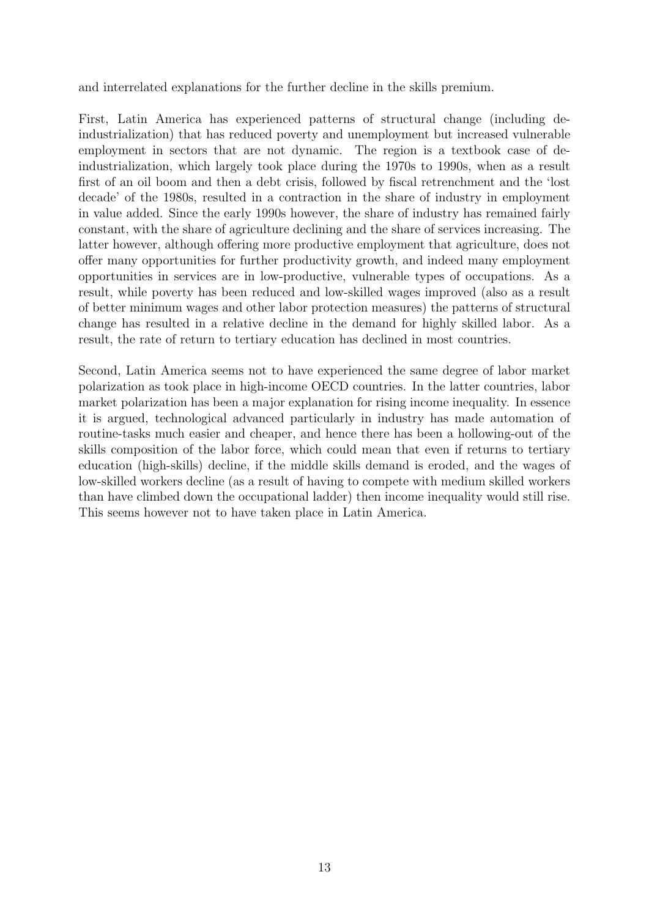and interrelated explanations for the further decline in the skills premium.

First, Latin America has experienced patterns of structural change (including de-industrialization) that has reduced poverty and unemployment but increased vulnerable employment in sectors that are not dynamic. The region is a textbook case of de-industrialization, which largely took place during the 1970s to 1990s, when as a result first of an oil boom and then a debt crisis, followed by fiscal retrenchment and the 'lost decade' of the 1980s, resulted in a contraction in the share of industry in employment in value added. Since the early 1990s however, the share of industry has remained fairly constant, with the share of agriculture declining and the share of services increasing. The latter however, although offering more productive employment that agriculture, does not offer many opportunities for further productivity growth, and indeed many employment opportunities in services are in low-productive, vulnerable types of occupations. As a result, while poverty has been reduced and low-skilled wages improved (also as a result of better minimum wages and other labor protection measures) the patterns of structural change has resulted in a relative decline in the demand for highly skilled labor. As a result, the rate of return to tertiary education has declined in most countries.

Second, Latin America seems not to have experienced the same degree of labor market polarization as took place in high-income OECD countries. In the latter countries, labor market polarization has been a major explanation for rising income inequality. In essence it is argued, technological advanced particularly in industry has made automation of routine-tasks much easier and cheaper, and hence there has been a hollowing-out of the skills composition of the labor force, which could mean that even if returns to tertiary education (high-skills) decline, if the middle skills demand is eroded, and the wages of low-skilled workers decline (as a result of having to compete with medium skilled workers than have climbed down the occupational ladder) then income inequality would still rise. This seems however not to have taken place in Latin America.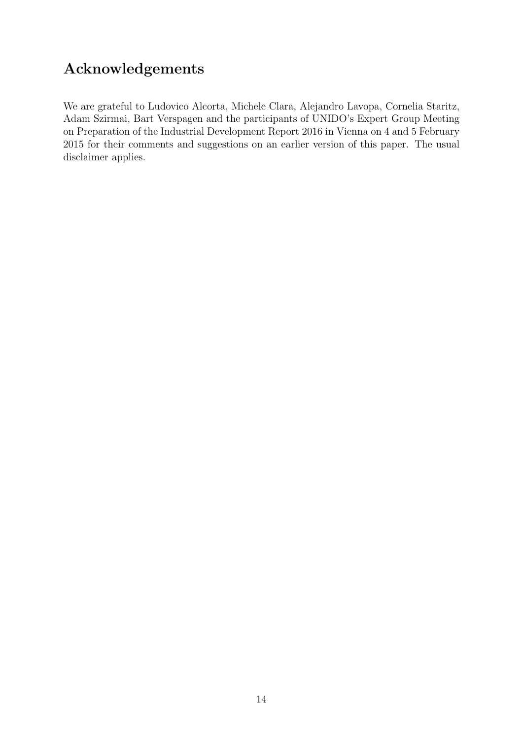## Acknowledgements

We are grateful to Ludovico Alcorta, Michele Clara, Alejandro Lavopa, Cornelia Staritz, Adam Szirmai, Bart Verspagen and the participants of UNIDO's Expert Group Meeting on Preparation of the Industrial Development Report 2016 in Vienna on 4 and 5 February 2015 for their comments and suggestions on an earlier version of this paper. The usual disclaimer applies.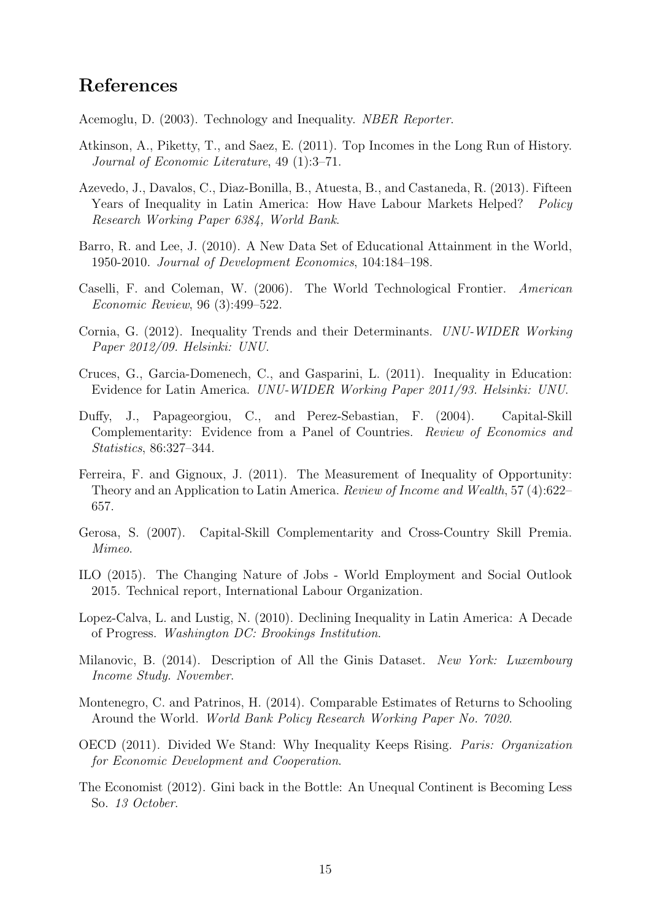# References

Acemoglu, D. (2003). Technology and Inequality. *NBER Reporter*.

Atkinson, A., Piketty, T., and Saez, E. (2011). Top Incomes in the Long Run of History. *Journal of Economic Literature*, 49 (1):3–71.

Azevedo, J., Davalos, C., Diaz-Bonilla, B., Atuesta, B., and Castaneda, R. (2013). Fifteen Years of Inequality in Latin America: How Have Labour Markets Helped? *Policy Research Working Paper 6384, World Bank*.

Barro, R. and Lee, J. (2010). A New Data Set of Educational Attainment in the World, 1950-2010. *Journal of Development Economics*, 104:184–198.

Caselli, F. and Coleman, W. (2006). The World Technological Frontier. *American Economic Review*, 96 (3):499–522.

Cornia, G. (2012). Inequality Trends and their Determinants. *UNU-WIDER Working Paper 2012/09. Helsinki: UNU*.

Cruces, G., Garcia-Domenech, C., and Gasparini, L. (2011). Inequality in Education: Evidence for Latin America. *UNU-WIDER Working Paper 2011/93. Helsinki: UNU*.

Duffy, J., Papageorgiou, C., and Perez-Sebastian, F. (2004). Capital-Skill Complementarity: Evidence from a Panel of Countries. *Review of Economics and Statistics*, 86:327–344.

Ferreira, F. and Gignoux, J. (2011). The Measurement of Inequality of Opportunity: Theory and an Application to Latin America. *Review of Income and Wealth*, 57 (4):622–657.

Gerosa, S. (2007). Capital-Skill Complementarity and Cross-Country Skill Premia. *Mimeo*.

ILO (2015). The Changing Nature of Jobs - World Employment and Social Outlook 2015. Technical report, International Labour Organization.

Lopez-Calva, L. and Lustig, N. (2010). Declining Inequality in Latin America: A Decade of Progress. *Washington DC: Brookings Institution*.

Milanovic, B. (2014). Description of All the Ginis Dataset. *New York: Luxembourg Income Study. November*.

Montenegro, C. and Patrinos, H. (2014). Comparable Estimates of Returns to Schooling Around the World. *World Bank Policy Research Working Paper No. 7020*.

OECD (2011). Divided We Stand: Why Inequality Keeps Rising. *Paris: Organization for Economic Development and Cooperation*.

The Economist (2012). Gini back in the Bottle: An Unequal Continent is Becoming Less So. *13 October*.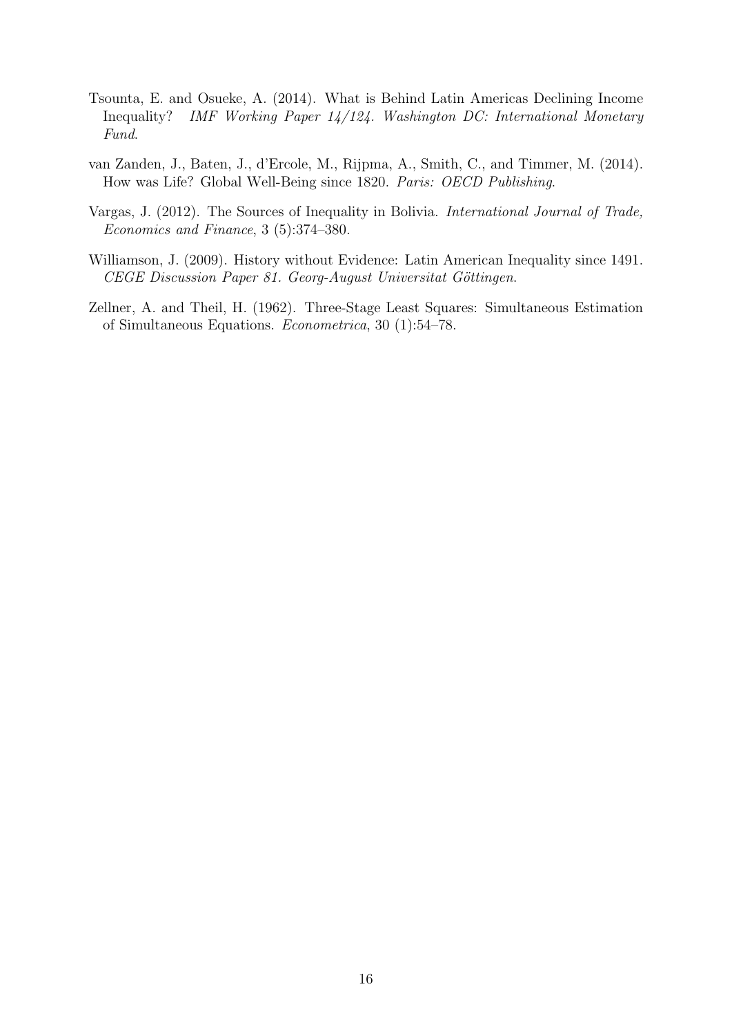Tsounta, E. and Osueke, A. (2014). What is Behind Latin Americas Declining Income Inequality? *IMF Working Paper 14/124. Washington DC: International Monetary Fund*.

van Zanden, J., Baten, J., d'Ercole, M., Rijpma, A., Smith, C., and Timmer, M. (2014). How was Life? Global Well-Being since 1820. *Paris: OECD Publishing*.

Vargas, J. (2012). The Sources of Inequality in Bolivia. *International Journal of Trade, Economics and Finance*, 3 (5):374–380.

Williamson, J. (2009). History without Evidence: Latin American Inequality since 1491. *CEGE Discussion Paper 81. Georg-August Universitat Göttingen*.

Zellner, A. and Theil, H. (1962). Three-Stage Least Squares: Simultaneous Estimation of Simultaneous Equations. *Econometrica*, 30 (1):54–78.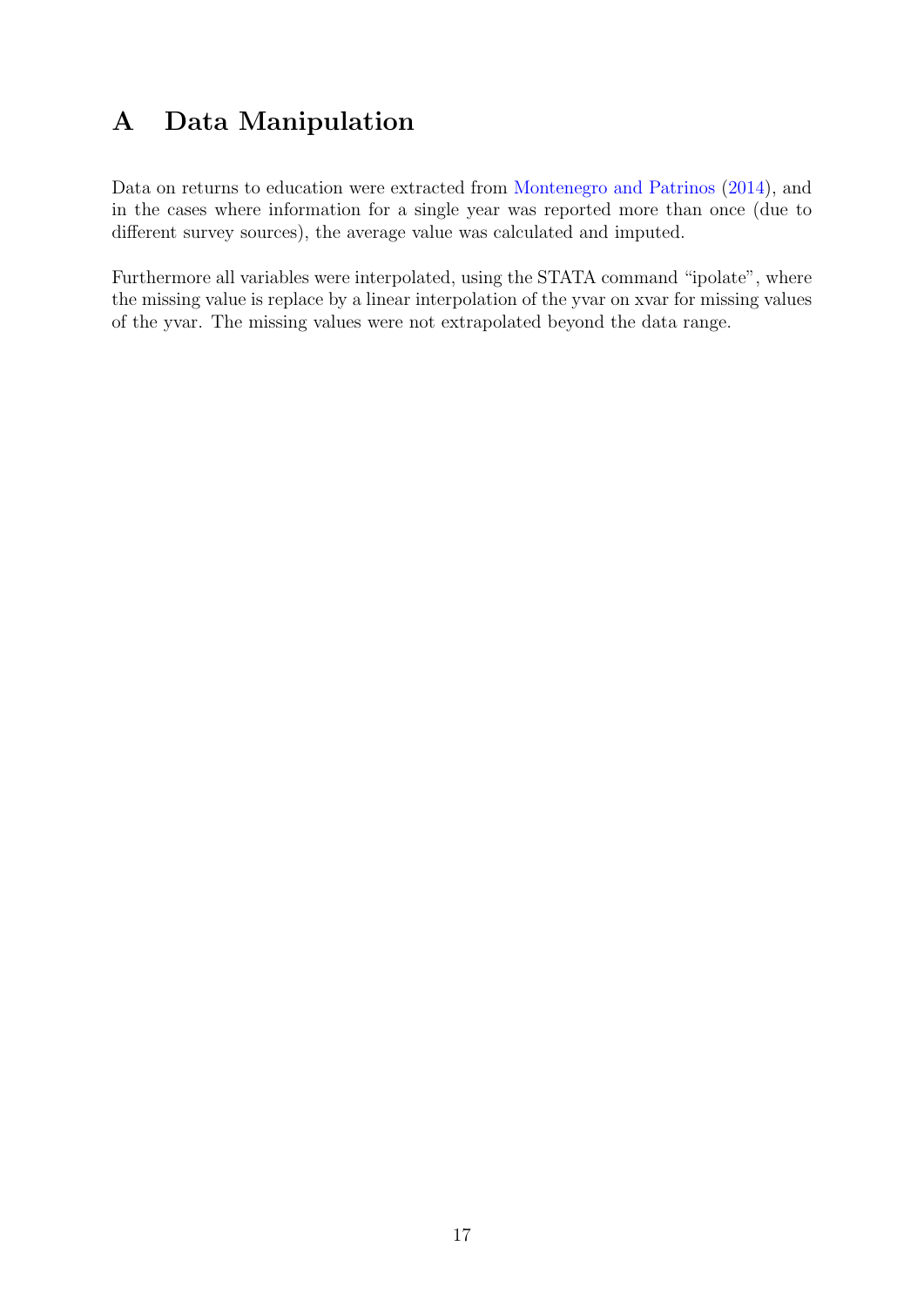# A Data Manipulation

Data on returns to education were extracted from Montenegro and Patrinos (2014), and in the cases where information for a single year was reported more than once (due to different survey sources), the average value was calculated and imputed.

Furthermore all variables were interpolated, using the STATA command "ipolate", where the missing value is replace by a linear interpolation of the yvar on xvar for missing values of the yvar. The missing values were not extrapolated beyond the data range.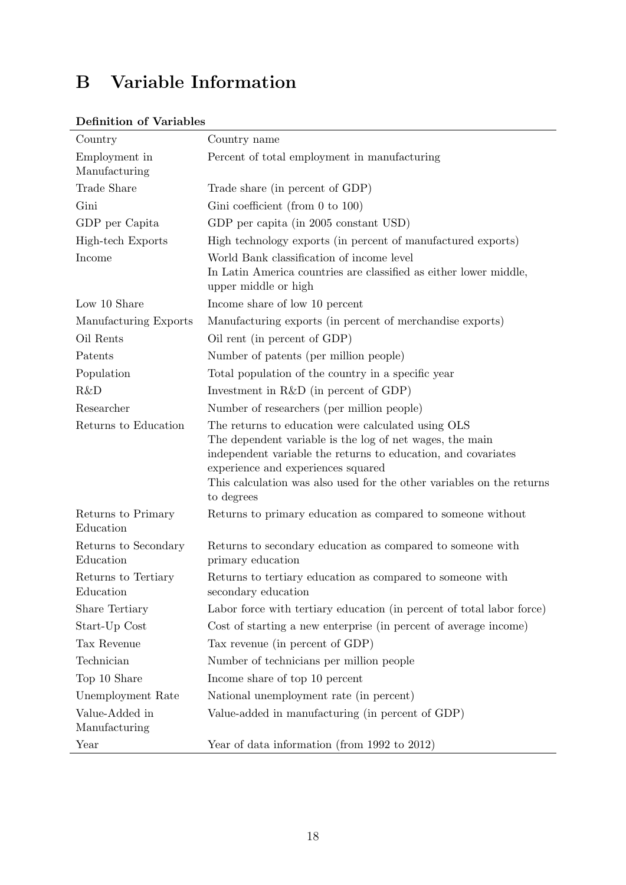# B Variable Information

**Definition of Variables**

| | |
|---|---|
| Country | Country name |
| Employment in Manufacturing | Percent of total employment in manufacturing |
| Trade Share | Trade share (in percent of GDP) |
| Gini | Gini coefficient (from 0 to 100) |
| GDP per Capita | GDP per capita (in 2005 constant USD) |
| High-tech Exports | High technology exports (in percent of manufactured exports) |
| Income | World Bank classification of income level<br>In Latin America countries are classified as either lower middle, upper middle or high |
| Low 10 Share | Income share of low 10 percent |
| Manufacturing Exports | Manufacturing exports (in percent of merchandise exports) |
| Oil Rents | Oil rent (in percent of GDP) |
| Patents | Number of patents (per million people) |
| Population | Total population of the country in a specific year |
| R&D | Investment in R&D (in percent of GDP) |
| Researcher | Number of researchers (per million people) |
| Returns to Education | The returns to education were calculated using OLS<br>The dependent variable is the log of net wages, the main independent variable the returns to education, and covariates experience and experiences squared<br>This calculation was also used for the other variables on the returns to degrees |
| Returns to Primary Education | Returns to primary education as compared to someone without |
| Returns to Secondary Education | Returns to secondary education as compared to someone with primary education |
| Returns to Tertiary Education | Returns to tertiary education as compared to someone with secondary education |
| Share Tertiary | Labor force with tertiary education (in percent of total labor force) |
| Start-Up Cost | Cost of starting a new enterprise (in percent of average income) |
| Tax Revenue | Tax revenue (in percent of GDP) |
| Technician | Number of technicians per million people |
| Top 10 Share | Income share of top 10 percent |
| Unemployment Rate | National unemployment rate (in percent) |
| Value-Added in Manufacturing | Value-added in manufacturing (in percent of GDP) |
| Year | Year of data information (from 1992 to 2012) |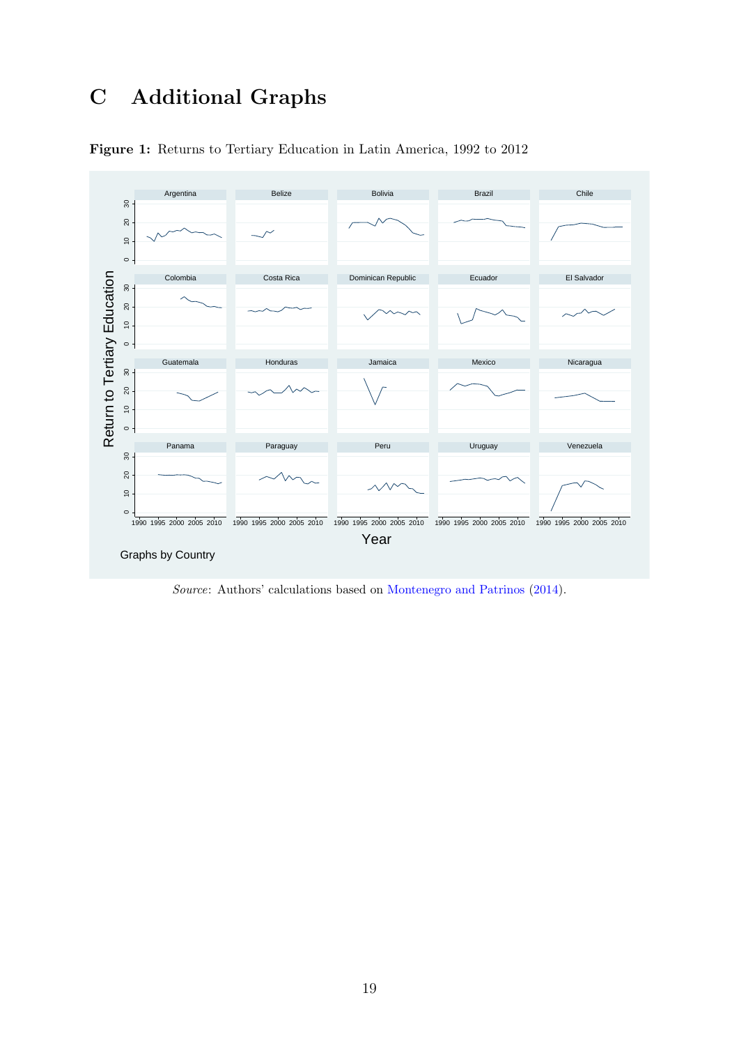# C Additional Graphs

**Figure 1:** Returns to Tertiary Education in Latin America, 1992 to 2012

*Source*: Authors' calculations based on Montenegro and Patrinos (2014).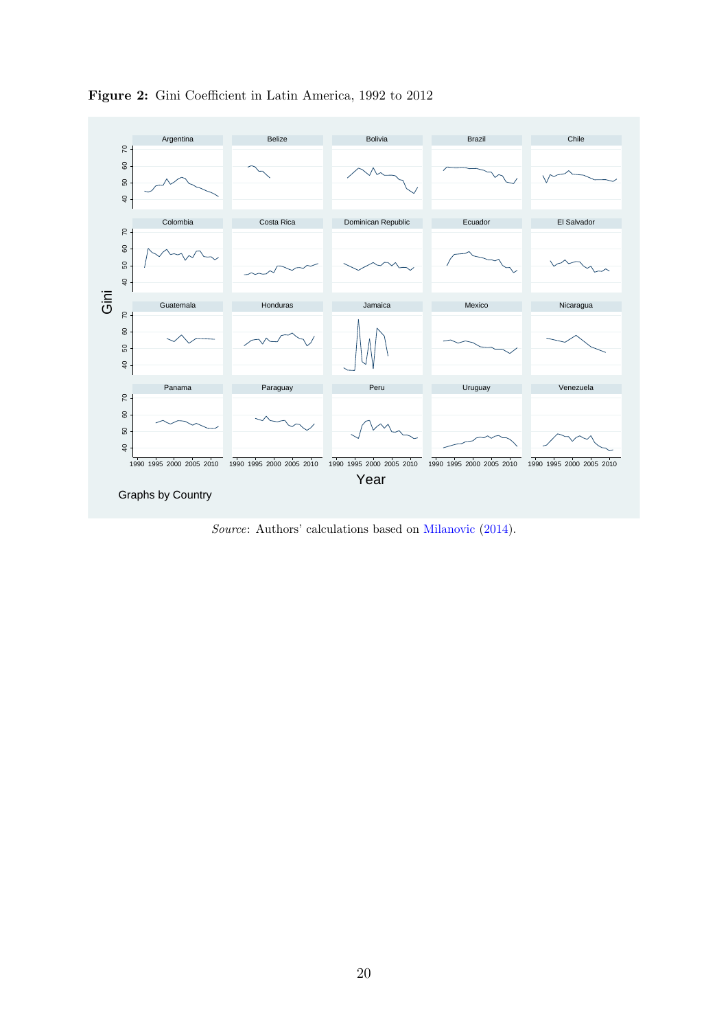**Figure 2:** Gini Coefficient in Latin America, 1992 to 2012

Argentina
Belize
Bolivia
Brazil
Chile
Colombia
Costa Rica
Dominican Republic
Ecuador
El Salvador
Guatemala
Honduras
Jamaica
Mexico
Nicaragua
Panama
Paraguay
Peru
Uruguay
Venezuela

Gini

40 50 60 70

1990 1995 2000 2005 2010

Year

Graphs by Country

*Source*: Authors' calculations based on Milanovic (2014).